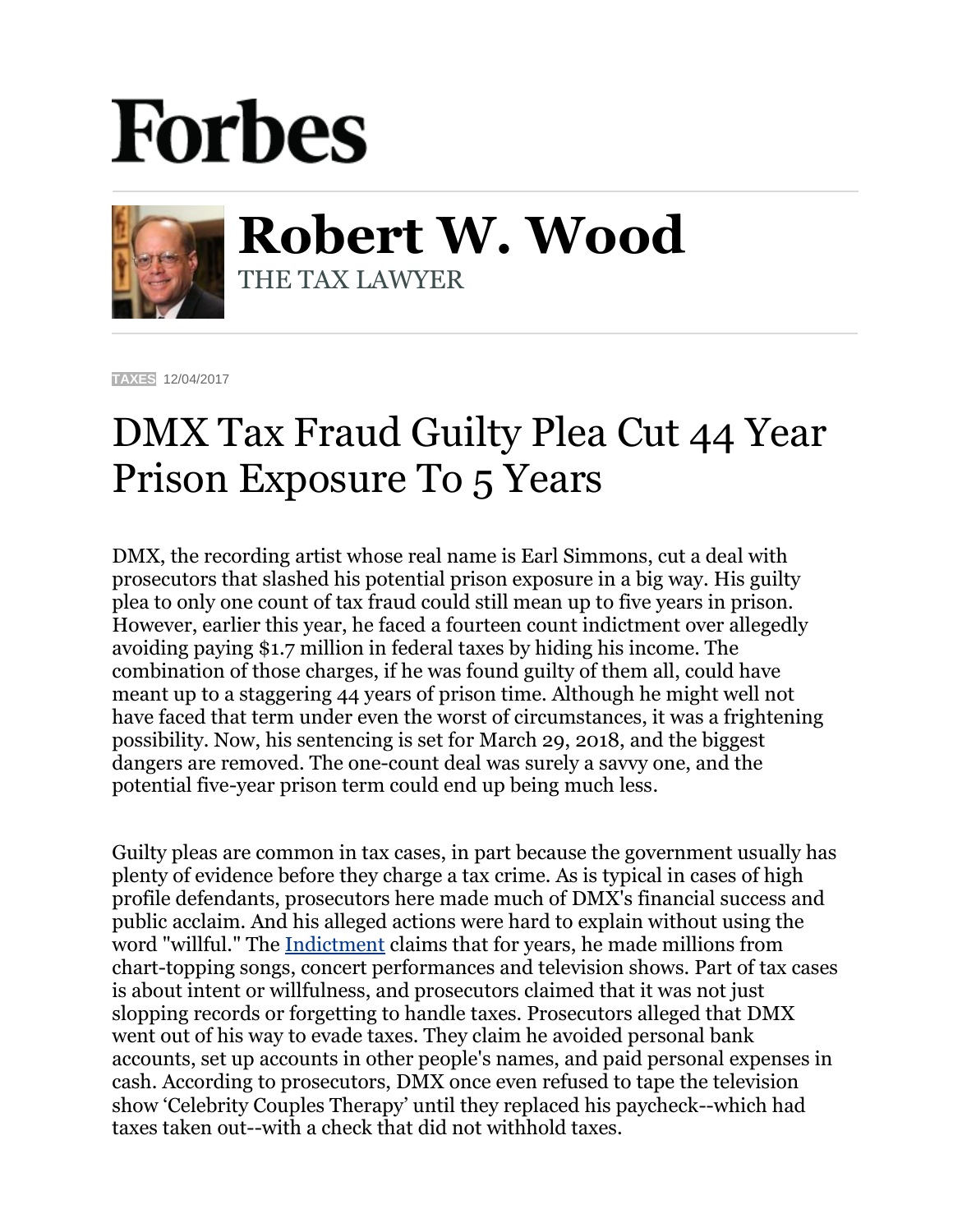# Forbes

## Robert W. Wood

THE TAX LAWYER

TAXES 12/04/2017

# DMX Tax Fraud Guilty Plea Cut 44 Year Prison Exposure To 5 Years

DMX, the recording artist whose real name is Earl Simmons, cut a deal with prosecutors that slashed his potential prison exposure in a big way. His guilty plea to only one count of tax fraud could still mean up to five years in prison. However, earlier this year, he faced a fourteen count indictment over allegedly avoiding paying $1.7 million in federal taxes by hiding his income. The combination of those charges, if he was found guilty of them all, could have meant up to a staggering 44 years of prison time. Although he might well not have faced that term under even the worst of circumstances, it was a frightening possibility. Now, his sentencing is set for March 29, 2018, and the biggest dangers are removed. The one-count deal was surely a savvy one, and the potential five-year prison term could end up being much less.

Guilty pleas are common in tax cases, in part because the government usually has plenty of evidence before they charge a tax crime. As is typical in cases of high profile defendants, prosecutors here made much of DMX's financial success and public acclaim. And his alleged actions were hard to explain without using the word "willful." The Indictment claims that for years, he made millions from chart-topping songs, concert performances and television shows. Part of tax cases is about intent or willfulness, and prosecutors claimed that it was not just slopping records or forgetting to handle taxes. Prosecutors alleged that DMX went out of his way to evade taxes. They claim he avoided personal bank accounts, set up accounts in other people's names, and paid personal expenses in cash. According to prosecutors, DMX once even refused to tape the television show 'Celebrity Couples Therapy' until they replaced his paycheck--which had taxes taken out--with a check that did not withhold taxes.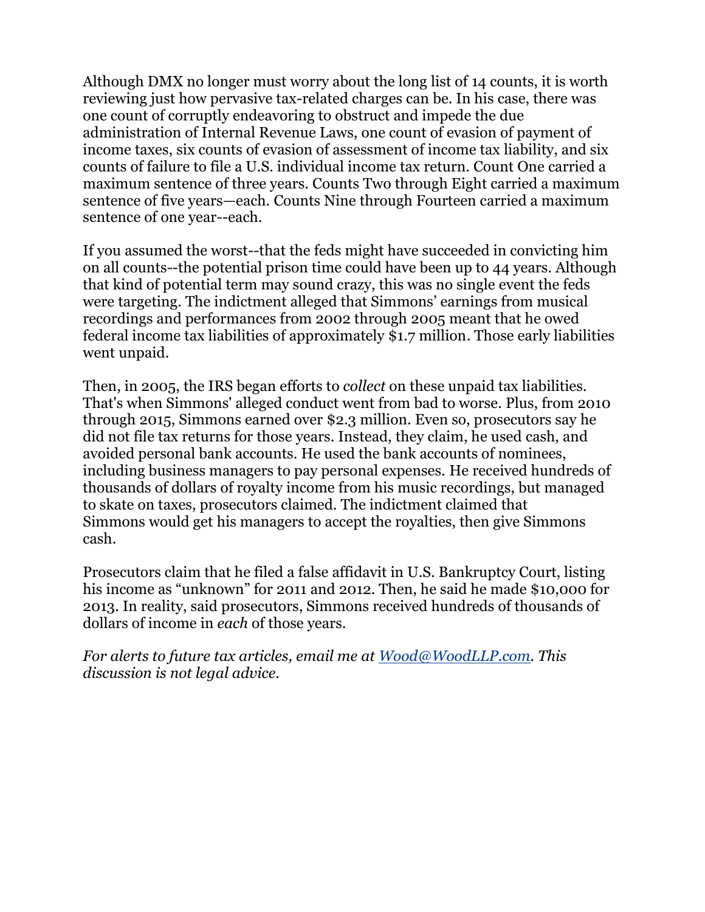Although DMX no longer must worry about the long list of 14 counts, it is worth reviewing just how pervasive tax-related charges can be. In his case, there was one count of corruptly endeavoring to obstruct and impede the due administration of Internal Revenue Laws, one count of evasion of payment of income taxes, six counts of evasion of assessment of income tax liability, and six counts of failure to file a U.S. individual income tax return. Count One carried a maximum sentence of three years. Counts Two through Eight carried a maximum sentence of five years—each. Counts Nine through Fourteen carried a maximum sentence of one year--each.

If you assumed the worst--that the feds might have succeeded in convicting him on all counts--the potential prison time could have been up to 44 years. Although that kind of potential term may sound crazy, this was no single event the feds were targeting. The indictment alleged that Simmons' earnings from musical recordings and performances from 2002 through 2005 meant that he owed federal income tax liabilities of approximately $1.7 million. Those early liabilities went unpaid.

Then, in 2005, the IRS began efforts to *collect* on these unpaid tax liabilities. That's when Simmons' alleged conduct went from bad to worse. Plus, from 2010 through 2015, Simmons earned over $2.3 million. Even so, prosecutors say he did not file tax returns for those years. Instead, they claim, he used cash, and avoided personal bank accounts. He used the bank accounts of nominees, including business managers to pay personal expenses. He received hundreds of thousands of dollars of royalty income from his music recordings, but managed to skate on taxes, prosecutors claimed. The indictment claimed that Simmons would get his managers to accept the royalties, then give Simmons cash.

Prosecutors claim that he filed a false affidavit in U.S. Bankruptcy Court, listing his income as "unknown" for 2011 and 2012. Then, he said he made $10,000 for 2013. In reality, said prosecutors, Simmons received hundreds of thousands of dollars of income in *each* of those years.

*For alerts to future tax articles, email me at [Wood@WoodLLP.com](mailto:Wood@WoodLLP.com). This discussion is not legal advice.*